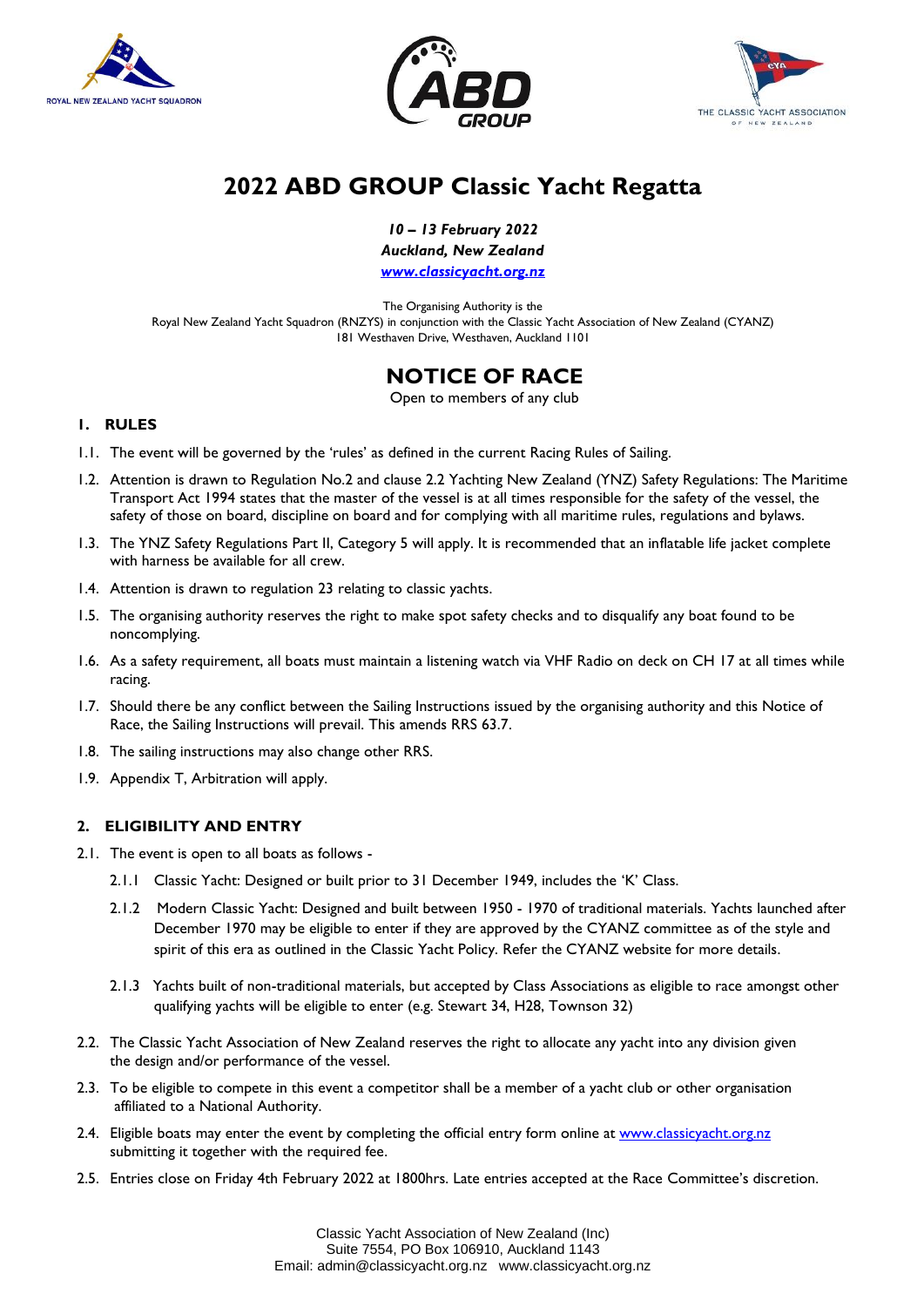# 2022 ABD GROUP Classic Yacht Regatta

***10 – 13 February 2022***
***Auckland, New Zealand***
***www.classicyacht.org.nz***

The Organising Authority is the
Royal New Zealand Yacht Squadron (RNZYS) in conjunction with the Classic Yacht Association of New Zealand (CYANZ)
181 Westhaven Drive, Westhaven, Auckland 1101

## NOTICE OF RACE

Open to members of any club

### 1. RULES

1.1. The event will be governed by the 'rules' as defined in the current Racing Rules of Sailing.

1.2. Attention is drawn to Regulation No.2 and clause 2.2 Yachting New Zealand (YNZ) Safety Regulations: The Maritime Transport Act 1994 states that the master of the vessel is at all times responsible for the safety of the vessel, the safety of those on board, discipline on board and for complying with all maritime rules, regulations and bylaws.

1.3. The YNZ Safety Regulations Part II, Category 5 will apply. It is recommended that an inflatable life jacket complete with harness be available for all crew.

1.4. Attention is drawn to regulation 23 relating to classic yachts.

1.5. The organising authority reserves the right to make spot safety checks and to disqualify any boat found to be noncomplying.

1.6. As a safety requirement, all boats must maintain a listening watch via VHF Radio on deck on CH 17 at all times while racing.

1.7. Should there be any conflict between the Sailing Instructions issued by the organising authority and this Notice of Race, the Sailing Instructions will prevail. This amends RRS 63.7.

1.8. The sailing instructions may also change other RRS.

1.9. Appendix T, Arbitration will apply.

### 2. ELIGIBILITY AND ENTRY

2.1. The event is open to all boats as follows -

2.1.1 Classic Yacht: Designed or built prior to 31 December 1949, includes the 'K' Class.

2.1.2 Modern Classic Yacht: Designed and built between 1950 - 1970 of traditional materials. Yachts launched after December 1970 may be eligible to enter if they are approved by the CYANZ committee as of the style and spirit of this era as outlined in the Classic Yacht Policy. Refer the CYANZ website for more details.

2.1.3 Yachts built of non-traditional materials, but accepted by Class Associations as eligible to race amongst other qualifying yachts will be eligible to enter (e.g. Stewart 34, H28, Townson 32)

2.2. The Classic Yacht Association of New Zealand reserves the right to allocate any yacht into any division given the design and/or performance of the vessel.

2.3. To be eligible to compete in this event a competitor shall be a member of a yacht club or other organisation affiliated to a National Authority.

2.4. Eligible boats may enter the event by completing the official entry form online at www.classicyacht.org.nz submitting it together with the required fee.

2.5. Entries close on Friday 4th February 2022 at 1800hrs. Late entries accepted at the Race Committee's discretion.

Classic Yacht Association of New Zealand (Inc)
Suite 7554, PO Box 106910, Auckland 1143
Email: admin@classicyacht.org.nz www.classicyacht.org.nz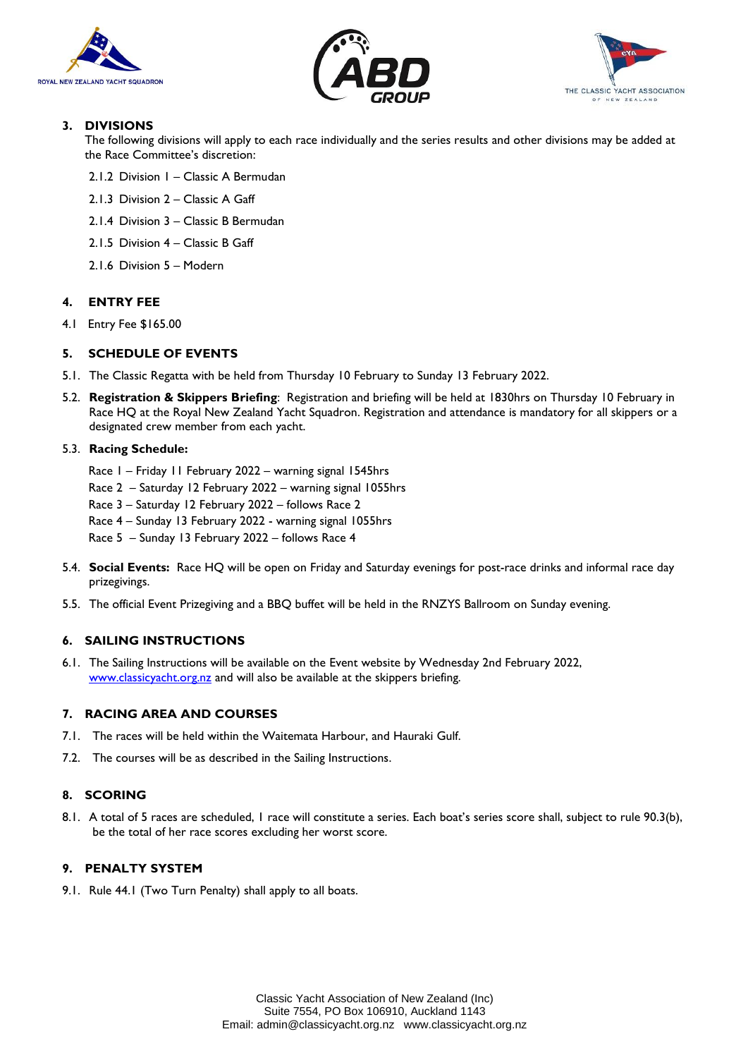## 3. DIVISIONS

The following divisions will apply to each race individually and the series results and other divisions may be added at the Race Committee's discretion:

2.1.2 Division 1 – Classic A Bermudan

2.1.3 Division 2 – Classic A Gaff

2.1.4 Division 3 – Classic B Bermudan

2.1.5 Division 4 – Classic B Gaff

2.1.6 Division 5 – Modern

## 4. ENTRY FEE

4.1 Entry Fee $165.00

## 5. SCHEDULE OF EVENTS

5.1. The Classic Regatta with be held from Thursday 10 February to Sunday 13 February 2022.

5.2. **Registration & Skippers Briefing**: Registration and briefing will be held at 1830hrs on Thursday 10 February in Race HQ at the Royal New Zealand Yacht Squadron. Registration and attendance is mandatory for all skippers or a designated crew member from each yacht.

5.3. **Racing Schedule:**

Race 1 – Friday 11 February 2022 – warning signal 1545hrs
Race 2 – Saturday 12 February 2022 – warning signal 1055hrs
Race 3 – Saturday 12 February 2022 – follows Race 2
Race 4 – Sunday 13 February 2022 - warning signal 1055hrs
Race 5 – Sunday 13 February 2022 – follows Race 4

5.4. **Social Events:** Race HQ will be open on Friday and Saturday evenings for post-race drinks and informal race day prizegivings.

5.5. The official Event Prizegiving and a BBQ buffet will be held in the RNZYS Ballroom on Sunday evening.

## 6. SAILING INSTRUCTIONS

6.1. The Sailing Instructions will be available on the Event website by Wednesday 2nd February 2022, www.classicyacht.org.nz and will also be available at the skippers briefing.

## 7. RACING AREA AND COURSES

7.1. The races will be held within the Waitemata Harbour, and Hauraki Gulf.

7.2. The courses will be as described in the Sailing Instructions.

## 8. SCORING

8.1. A total of 5 races are scheduled, 1 race will constitute a series. Each boat's series score shall, subject to rule 90.3(b), be the total of her race scores excluding her worst score.

## 9. PENALTY SYSTEM

9.1. Rule 44.1 (Two Turn Penalty) shall apply to all boats.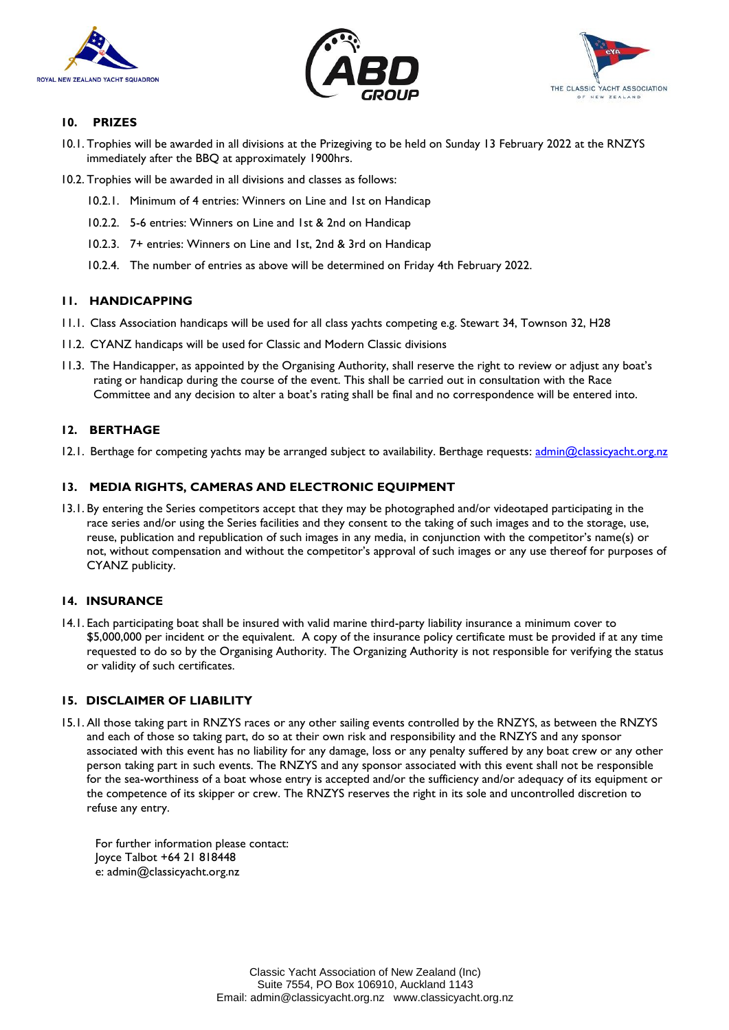## 10. PRIZES

10.1. Trophies will be awarded in all divisions at the Prizegiving to be held on Sunday 13 February 2022 at the RNZYS immediately after the BBQ at approximately 1900hrs.

10.2. Trophies will be awarded in all divisions and classes as follows:

- 10.2.1. Minimum of 4 entries: Winners on Line and 1st on Handicap
- 10.2.2. 5-6 entries: Winners on Line and 1st & 2nd on Handicap
- 10.2.3. 7+ entries: Winners on Line and 1st, 2nd & 3rd on Handicap
- 10.2.4. The number of entries as above will be determined on Friday 4th February 2022.

## 11. HANDICAPPING

11.1. Class Association handicaps will be used for all class yachts competing e.g. Stewart 34, Townson 32, H28

11.2. CYANZ handicaps will be used for Classic and Modern Classic divisions

11.3. The Handicapper, as appointed by the Organising Authority, shall reserve the right to review or adjust any boat's rating or handicap during the course of the event. This shall be carried out in consultation with the Race Committee and any decision to alter a boat's rating shall be final and no correspondence will be entered into.

## 12. BERTHAGE

12.1. Berthage for competing yachts may be arranged subject to availability. Berthage requests: admin@classicyacht.org.nz

## 13. MEDIA RIGHTS, CAMERAS AND ELECTRONIC EQUIPMENT

13.1. By entering the Series competitors accept that they may be photographed and/or videotaped participating in the race series and/or using the Series facilities and they consent to the taking of such images and to the storage, use, reuse, publication and republication of such images in any media, in conjunction with the competitor's name(s) or not, without compensation and without the competitor's approval of such images or any use thereof for purposes of CYANZ publicity.

## 14. INSURANCE

14.1. Each participating boat shall be insured with valid marine third-party liability insurance a minimum cover to $5,000,000 per incident or the equivalent. A copy of the insurance policy certificate must be provided if at any time requested to do so by the Organising Authority. The Organizing Authority is not responsible for verifying the status or validity of such certificates.

## 15. DISCLAIMER OF LIABILITY

15.1. All those taking part in RNZYS races or any other sailing events controlled by the RNZYS, as between the RNZYS and each of those so taking part, do so at their own risk and responsibility and the RNZYS and any sponsor associated with this event has no liability for any damage, loss or any penalty suffered by any boat crew or any other person taking part in such events. The RNZYS and any sponsor associated with this event shall not be responsible for the sea-worthiness of a boat whose entry is accepted and/or the sufficiency and/or adequacy of its equipment or the competence of its skipper or crew. The RNZYS reserves the right in its sole and uncontrolled discretion to refuse any entry.

For further information please contact:
Joyce Talbot +64 21 818448
e: admin@classicyacht.org.nz